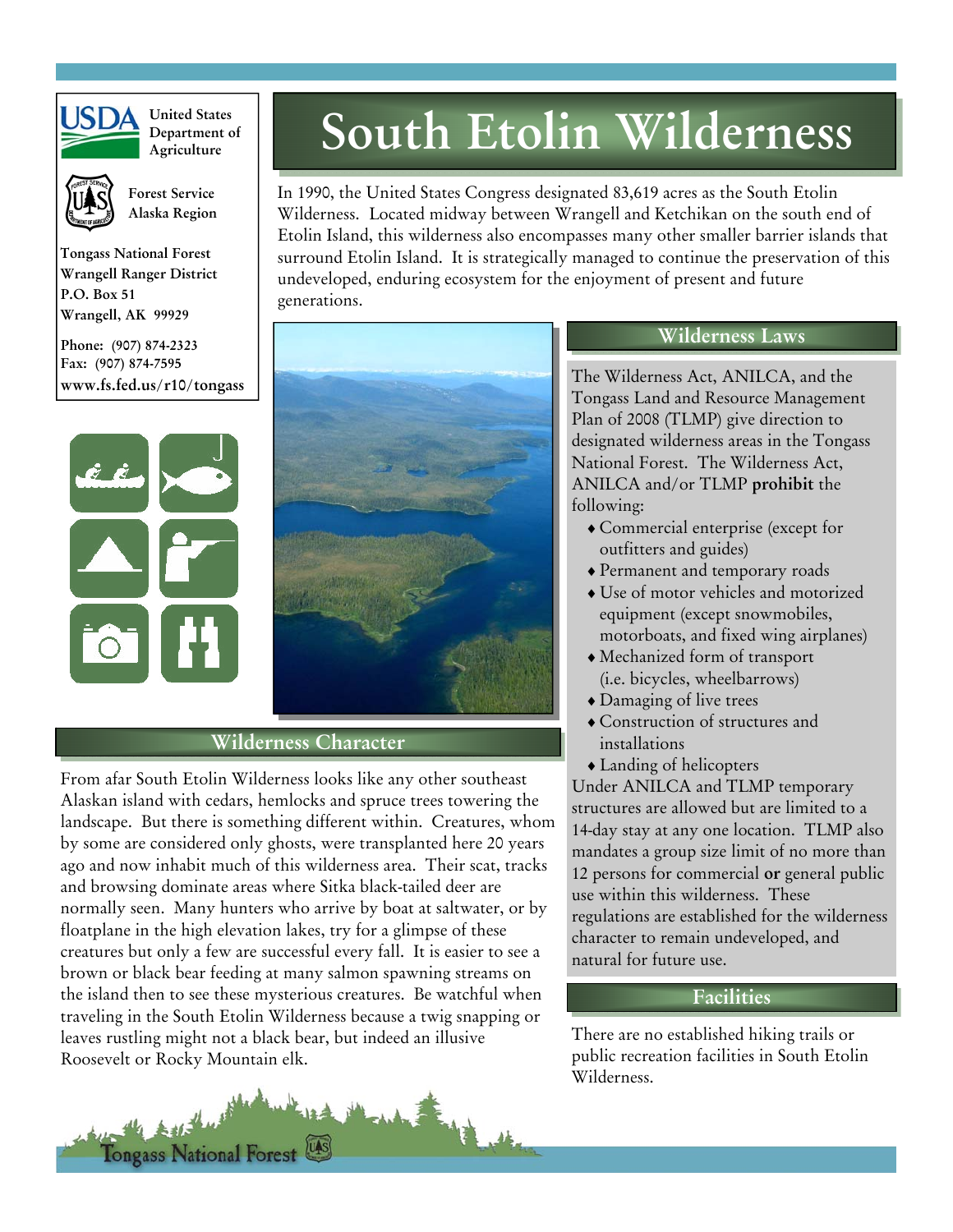United States Department of Agriculture

Forest Service
Alaska Region

**Tongass National Forest**
**Wrangell Ranger District**
**P.O. Box 51**
**Wrangell, AK 99929**

**Phone: (907) 874-2323**
**Fax: (907) 874-7595**
**www.fs.fed.us/r10/tongass**

# South Etolin Wilderness

In 1990, the United States Congress designated 83,619 acres as the South Etolin Wilderness. Located midway between Wrangell and Ketchikan on the south end of Etolin Island, this wilderness also encompasses many other smaller barrier islands that surround Etolin Island. It is strategically managed to continue the preservation of this undeveloped, enduring ecosystem for the enjoyment of present and future generations.

## Wilderness Character

From afar South Etolin Wilderness looks like any other southeast Alaskan island with cedars, hemlocks and spruce trees towering the landscape. But there is something different within. Creatures, whom by some are considered only ghosts, were transplanted here 20 years ago and now inhabit much of this wilderness area. Their scat, tracks and browsing dominate areas where Sitka black-tailed deer are normally seen. Many hunters who arrive by boat at saltwater, or by floatplane in the high elevation lakes, try for a glimpse of these creatures but only a few are successful every fall. It is easier to see a brown or black bear feeding at many salmon spawning streams on the island then to see these mysterious creatures. Be watchful when traveling in the South Etolin Wilderness because a twig snapping or leaves rustling might not a black bear, but indeed an illusive Roosevelt or Rocky Mountain elk.

## Wilderness Laws

The Wilderness Act, ANILCA, and the Tongass Land and Resource Management Plan of 2008 (TLMP) give direction to designated wilderness areas in the Tongass National Forest. The Wilderness Act, ANILCA and/or TLMP **prohibit** the following:

- Commercial enterprise (except for outfitters and guides)
- Permanent and temporary roads
- Use of motor vehicles and motorized equipment (except snowmobiles, motorboats, and fixed wing airplanes)
- Mechanized form of transport (i.e. bicycles, wheelbarrows)
- Damaging of live trees
- Construction of structures and installations
- Landing of helicopters

Under ANILCA and TLMP temporary structures are allowed but are limited to a 14-day stay at any one location. TLMP also mandates a group size limit of no more than 12 persons for commercial **or** general public use within this wilderness. These regulations are established for the wilderness character to remain undeveloped, and natural for future use.

## Facilities

There are no established hiking trails or public recreation facilities in South Etolin Wilderness.

Tongass National Forest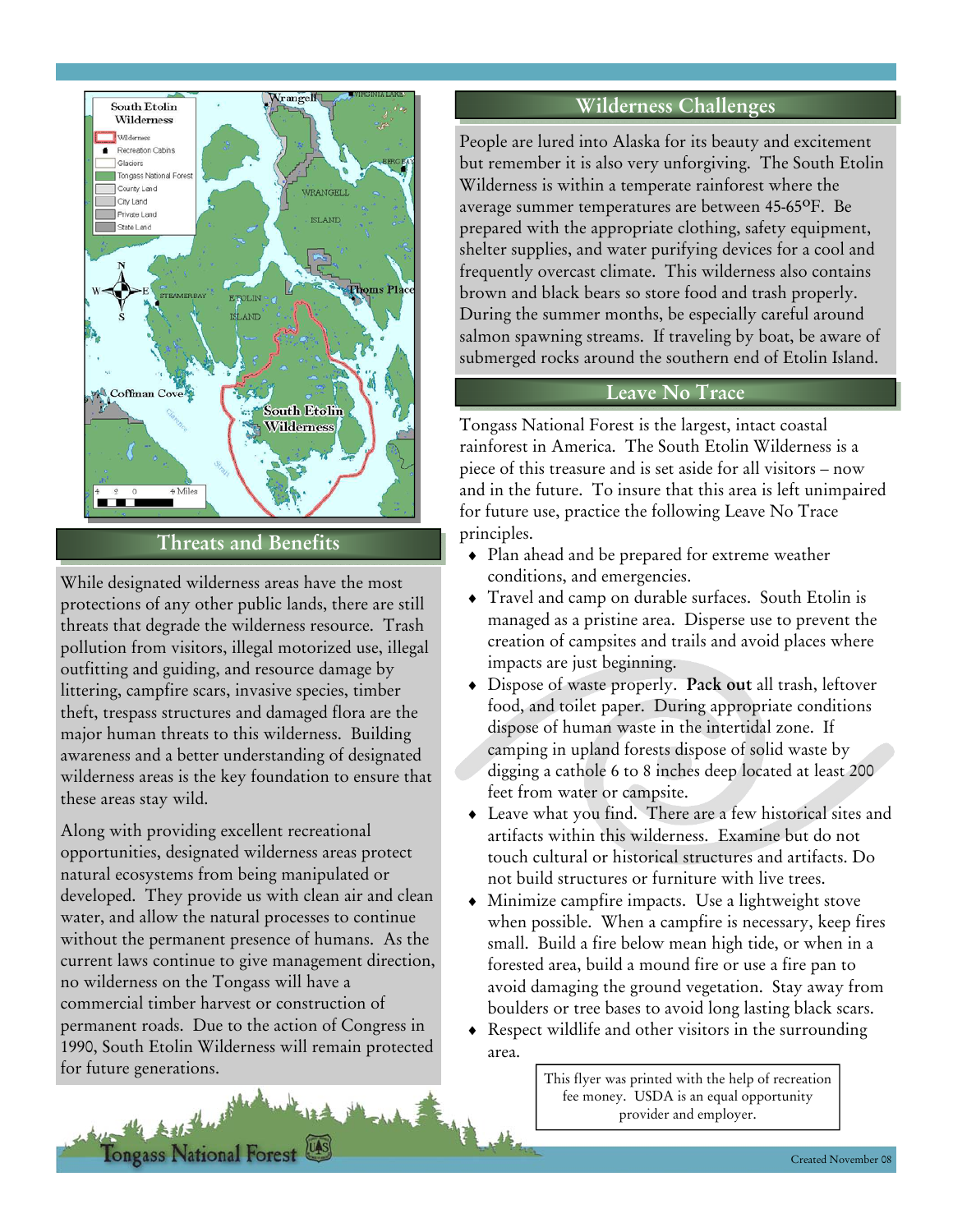## Threats and Benefits

While designated wilderness areas have the most protections of any other public lands, there are still threats that degrade the wilderness resource. Trash pollution from visitors, illegal motorized use, illegal outfitting and guiding, and resource damage by littering, campfire scars, invasive species, timber theft, trespass structures and damaged flora are the major human threats to this wilderness. Building awareness and a better understanding of designated wilderness areas is the key foundation to ensure that these areas stay wild.

Along with providing excellent recreational opportunities, designated wilderness areas protect natural ecosystems from being manipulated or developed. They provide us with clean air and clean water, and allow the natural processes to continue without the permanent presence of humans. As the current laws continue to give management direction, no wilderness on the Tongass will have a commercial timber harvest or construction of permanent roads. Due to the action of Congress in 1990, South Etolin Wilderness will remain protected for future generations.

## Wilderness Challenges

People are lured into Alaska for its beauty and excitement but remember it is also very unforgiving. The South Etolin Wilderness is within a temperate rainforest where the average summer temperatures are between 45-65ºF. Be prepared with the appropriate clothing, safety equipment, shelter supplies, and water purifying devices for a cool and frequently overcast climate. This wilderness also contains brown and black bears so store food and trash properly. During the summer months, be especially careful around salmon spawning streams. If traveling by boat, be aware of submerged rocks around the southern end of Etolin Island.

## Leave No Trace

Tongass National Forest is the largest, intact coastal rainforest in America. The South Etolin Wilderness is a piece of this treasure and is set aside for all visitors – now and in the future. To insure that this area is left unimpaired for future use, practice the following Leave No Trace principles.

- Plan ahead and be prepared for extreme weather conditions, and emergencies.
- Travel and camp on durable surfaces. South Etolin is managed as a pristine area. Disperse use to prevent the creation of campsites and trails and avoid places where impacts are just beginning.
- Dispose of waste properly. **Pack out** all trash, leftover food, and toilet paper. During appropriate conditions dispose of human waste in the intertidal zone. If camping in upland forests dispose of solid waste by digging a cathole 6 to 8 inches deep located at least 200 feet from water or campsite.
- Leave what you find. There are a few historical sites and artifacts within this wilderness. Examine but do not touch cultural or historical structures and artifacts. Do not build structures or furniture with live trees.
- Minimize campfire impacts. Use a lightweight stove when possible. When a campfire is necessary, keep fires small. Build a fire below mean high tide, or when in a forested area, build a mound fire or use a fire pan to avoid damaging the ground vegetation. Stay away from boulders or tree bases to avoid long lasting black scars.
- Respect wildlife and other visitors in the surrounding area.

This flyer was printed with the help of recreation fee money. USDA is an equal opportunity provider and employer.

Tongass National Forest

Created November 08